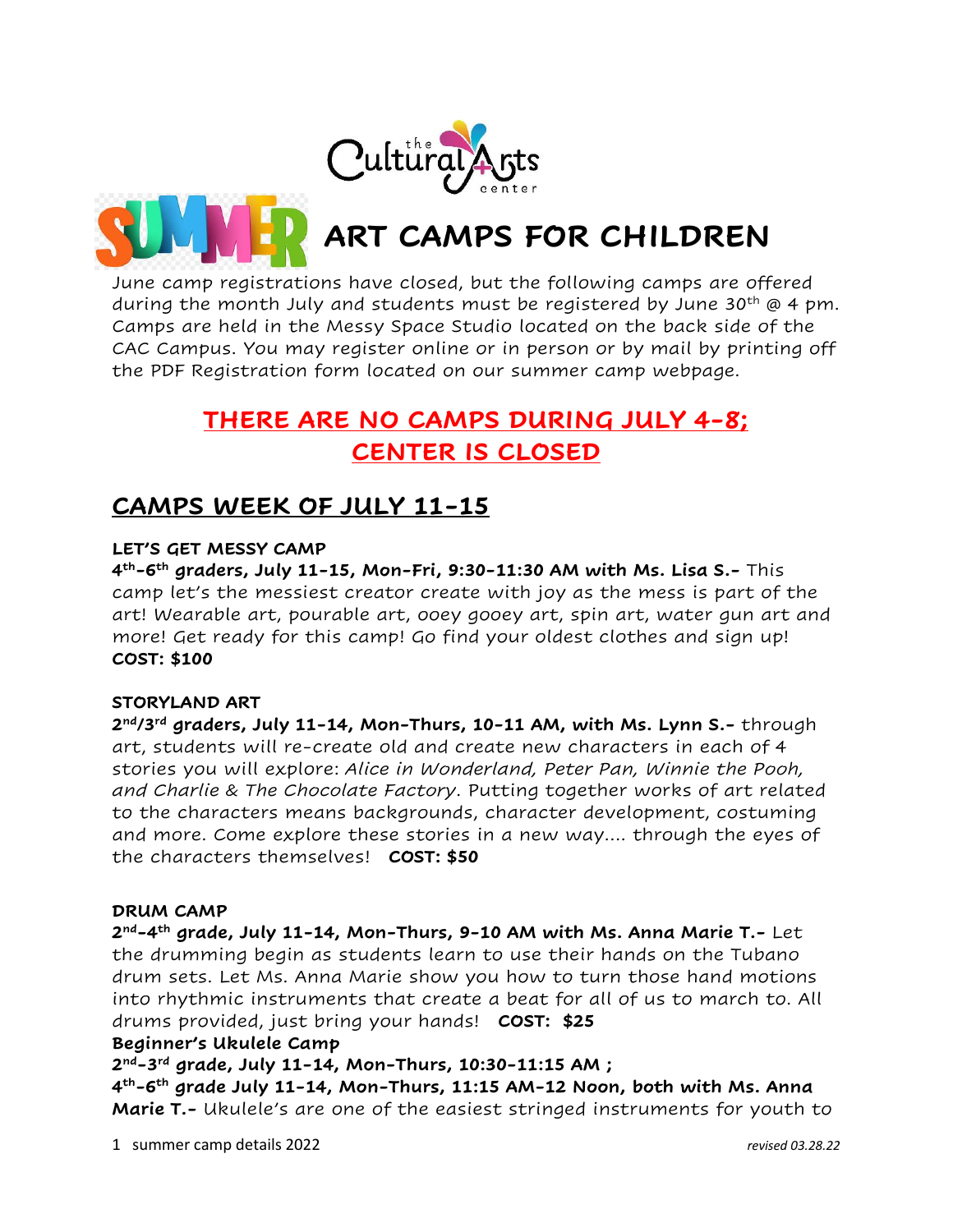the Cultural Arts center

# SUMMER ART CAMPS FOR CHILDREN

June camp registrations have closed, but the following camps are offered during the month July and students must be registered by June 30th @ 4 pm. Camps are held in the Messy Space Studio located on the back side of the CAC Campus. You may register online or in person or by mail by printing off the PDF Registration form located on our summer camp webpage.

**THERE ARE NO CAMPS DURING JULY 4-8; CENTER IS CLOSED**

## CAMPS WEEK OF JULY 11-15

**LET'S GET MESSY CAMP**

**4th-6th graders, July 11-15, Mon-Fri, 9:30-11:30 AM with Ms. Lisa S.-** This camp let's the messiest creator create with joy as the mess is part of the art! Wearable art, pourable art, ooey gooey art, spin art, water gun art and more! Get ready for this camp! Go find your oldest clothes and sign up! **COST: $100**

**STORYLAND ART**

**2nd/3rd graders, July 11-14, Mon-Thurs, 10-11 AM, with Ms. Lynn S.-** through art, students will re-create old and create new characters in each of 4 stories you will explore: *Alice in Wonderland, Peter Pan, Winnie the Pooh, and Charlie & The Chocolate Factory*. Putting together works of art related to the characters means backgrounds, character development, costuming and more. Come explore these stories in a new way.... through the eyes of the characters themselves! **COST: $50**

**DRUM CAMP**

**2nd-4th grade, July 11-14, Mon-Thurs, 9-10 AM with Ms. Anna Marie T.-** Let the drumming begin as students learn to use their hands on the Tubano drum sets. Let Ms. Anna Marie show you how to turn those hand motions into rhythmic instruments that create a beat for all of us to march to. All drums provided, just bring your hands! **COST: $25**

**Beginner's Ukulele Camp**

**2nd-3rd grade, July 11-14, Mon-Thurs, 10:30-11:15 AM ;**
**4th-6th grade July 11-14, Mon-Thurs, 11:15 AM-12 Noon, both with Ms. Anna Marie T.-** Ukulele's are one of the easiest stringed instruments for youth to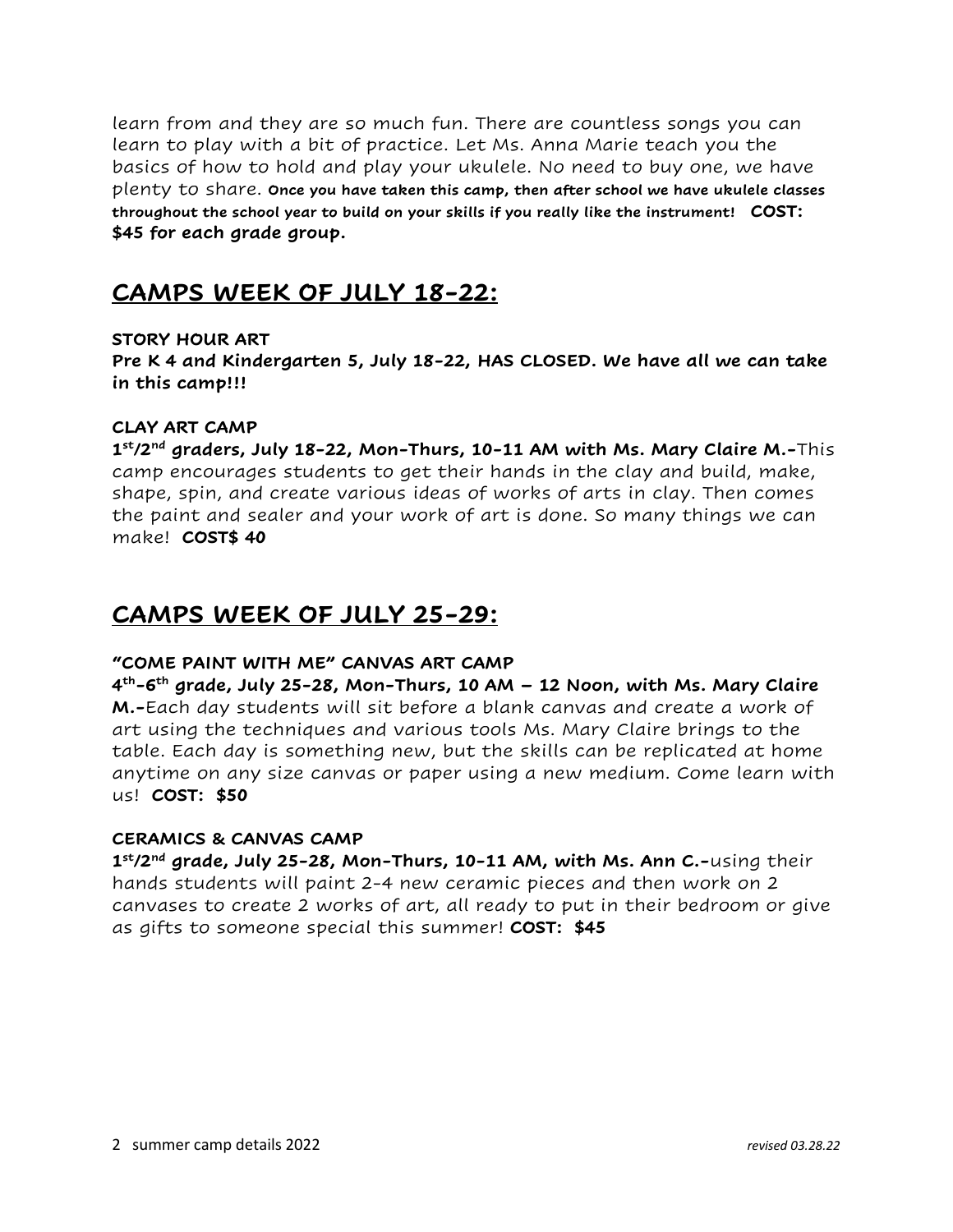learn from and they are so much fun. There are countless songs you can learn to play with a bit of practice. Let Ms. Anna Marie teach you the basics of how to hold and play your ukulele. No need to buy one, we have plenty to share. **Once you have taken this camp, then after school we have ukulele classes throughout the school year to build on your skills if you really like the instrument! COST: $45 for each grade group.**

## CAMPS WEEK OF JULY 18-22:

**STORY HOUR ART**

**Pre K 4 and Kindergarten 5, July 18-22, HAS CLOSED. We have all we can take in this camp!!!**

**CLAY ART CAMP**

**1st/2nd graders, July 18-22, Mon-Thurs, 10-11 AM with Ms. Mary Claire M.-**This camp encourages students to get their hands in the clay and build, make, shape, spin, and create various ideas of works of arts in clay. Then comes the paint and sealer and your work of art is done. So many things we can make! **COST$ 40**

## CAMPS WEEK OF JULY 25-29:

**"COME PAINT WITH ME" CANVAS ART CAMP**

**4th-6th grade, July 25-28, Mon-Thurs, 10 AM – 12 Noon, with Ms. Mary Claire M.-**Each day students will sit before a blank canvas and create a work of art using the techniques and various tools Ms. Mary Claire brings to the table. Each day is something new, but the skills can be replicated at home anytime on any size canvas or paper using a new medium. Come learn with us! **COST: $50**

**CERAMICS & CANVAS CAMP**

**1st/2nd grade, July 25-28, Mon-Thurs, 10-11 AM, with Ms. Ann C.-**using their hands students will paint 2-4 new ceramic pieces and then work on 2 canvases to create 2 works of art, all ready to put in their bedroom or give as gifts to someone special this summer! **COST: $45**